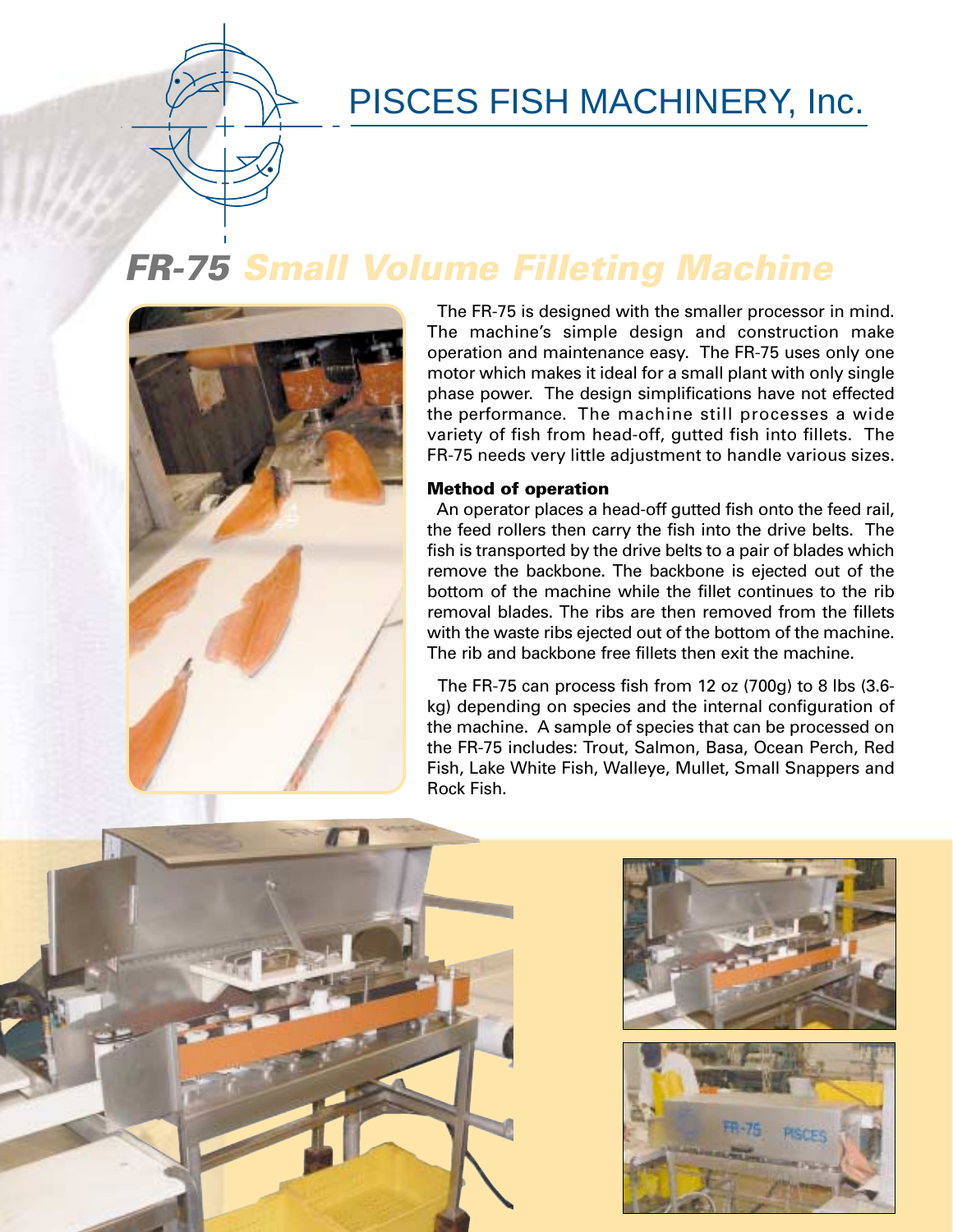# PISCES FISH MACHINERY, Inc.

## *FR-75 Small Volume Filleting Machine*

The FR-75 is designed with the smaller processor in mind. The machine's simple design and construction make operation and maintenance easy. The FR-75 uses only one motor which makes it ideal for a small plant with only single phase power. The design simplifications have not effected the performance. The machine still processes a wide variety of fish from head-off, gutted fish into fillets. The FR-75 needs very little adjustment to handle various sizes.

**Method of operation**

An operator places a head-off gutted fish onto the feed rail, the feed rollers then carry the fish into the drive belts. The fish is transported by the drive belts to a pair of blades which remove the backbone. The backbone is ejected out of the bottom of the machine while the fillet continues to the rib removal blades. The ribs are then removed from the fillets with the waste ribs ejected out of the bottom of the machine. The rib and backbone free fillets then exit the machine.

The FR-75 can process fish from 12 oz (700g) to 8 lbs (3.6-kg) depending on species and the internal configuration of the machine. A sample of species that can be processed on the FR-75 includes: Trout, Salmon, Basa, Ocean Perch, Red Fish, Lake White Fish, Walleye, Mullet, Small Snappers and Rock Fish.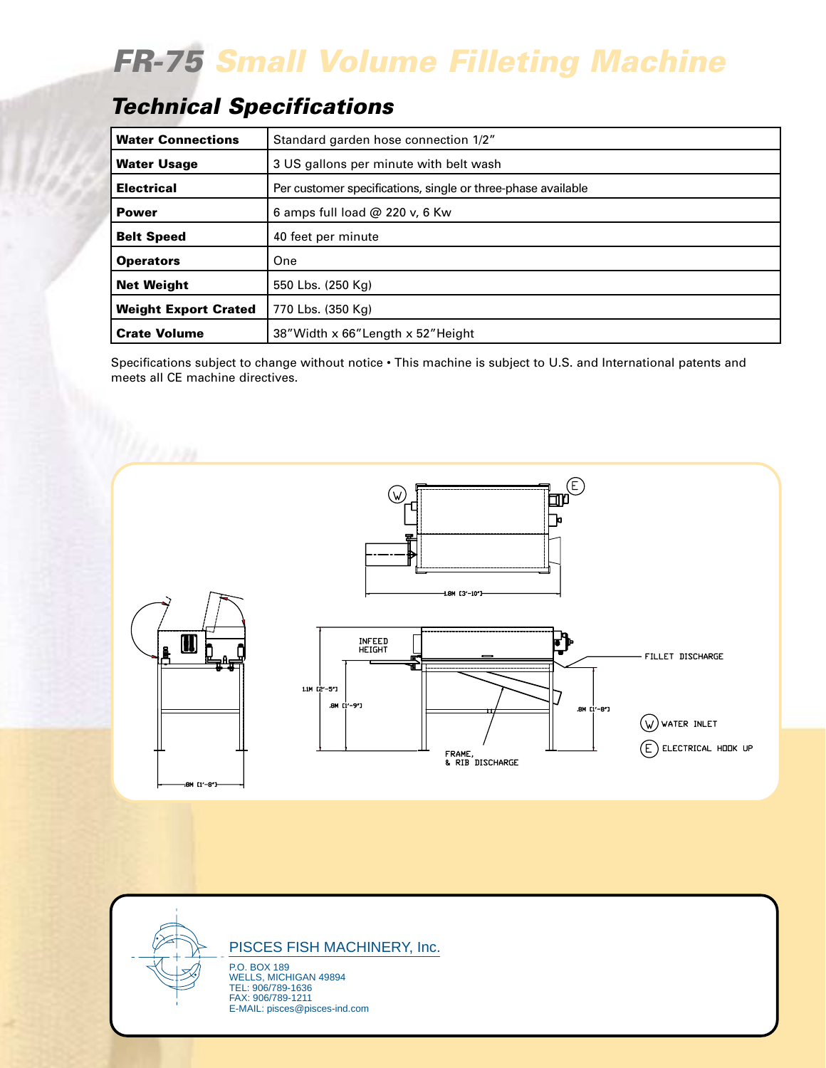# FR-75 Small Volume Filleting Machine

## Technical Specifications

| | |
|---|---|
| **Water Connections** | Standard garden hose connection 1/2” |
| **Water Usage** | 3 US gallons per minute with belt wash |
| **Electrical** | Per customer specifications, single or three-phase available |
| **Power** | 6 amps full load @ 220 v, 6 Kw |
| **Belt Speed** | 40 feet per minute |
| **Operators** | One |
| **Net Weight** | 550 Lbs. (250 Kg) |
| **Weight Export Crated** | 770 Lbs. (350 Kg) |
| **Crate Volume** | 38”Width x 66”Length x 52”Height |

Specifications subject to change without notice • This machine is subject to U.S. and International patents and meets all CE machine directives.

1.8M [3'-10"]

INFEED HEIGHT

1.1M [2'-5"]

.8M [1'-9"]

.8M [1'-8"]

.8M [1'-8"]

FILLET DISCHARGE

FRAME, & RIB DISCHARGE

W WATER INLET

E ELECTRICAL HOOK UP

PISCES FISH MACHINERY, Inc.

P.O. BOX 189
WELLS, MICHIGAN 49894
TEL: 906/789-1636
FAX: 906/789-1211
E-MAIL: pisces@pisces-ind.com